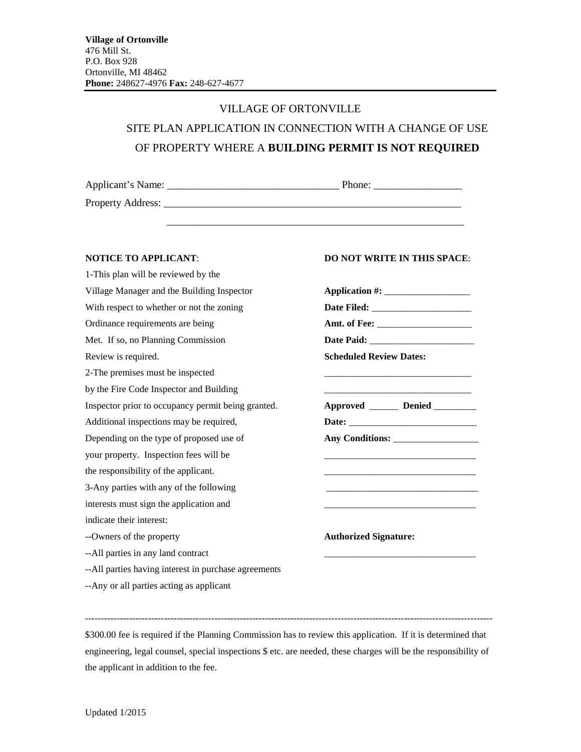**Village of Ortonville**
476 Mill St.
P.O. Box 928
Ortonville, MI 48462
**Phone:** 248627-4976 **Fax:** 248-627-4677

# VILLAGE OF ORTONVILLE

## SITE PLAN APPLICATION IN CONNECTION WITH A CHANGE OF USE OF PROPERTY WHERE A **BUILDING PERMIT IS NOT REQUIRED**

Applicant's Name: ________________________________ Phone: ________________

Property Address: ________________________________________________________

________________________________________________________

**NOTICE TO APPLICANT**:

1-This plan will be reviewed by the Village Manager and the Building Inspector With respect to whether or not the zoning Ordinance requirements are being Met. If so, no Planning Commission Review is required.

2-The premises must be inspected by the Fire Code Inspector and Building Inspector prior to occupancy permit being granted. Additional inspections may be required, Depending on the type of proposed use of your property. Inspection fees will be the responsibility of the applicant.

3-Any parties with any of the following interests must sign the application and indicate their interest:

--Owners of the property

--All parties in any land contract

--All parties having interest in purchase agreements

--Any or all parties acting as applicant

**DO NOT WRITE IN THIS SPACE**:

**Application #:** __________________

**Date Filed:** ____________________

**Amt. of Fee:** ___________________

**Date Paid:** _____________________

**Scheduled Review Dates:**

______________________________

______________________________

**Approved** ______ **Denied** _________

**Date:** ___________________________

**Any Conditions:** __________________

________________________________

________________________________

________________________________

________________________________

**Authorized Signature:**

________________________________

---

$300.00 fee is required if the Planning Commission has to review this application. If it is determined that engineering, legal counsel, special inspections $ etc. are needed, these charges will be the responsibility of the applicant in addition to the fee.

Updated 1/2015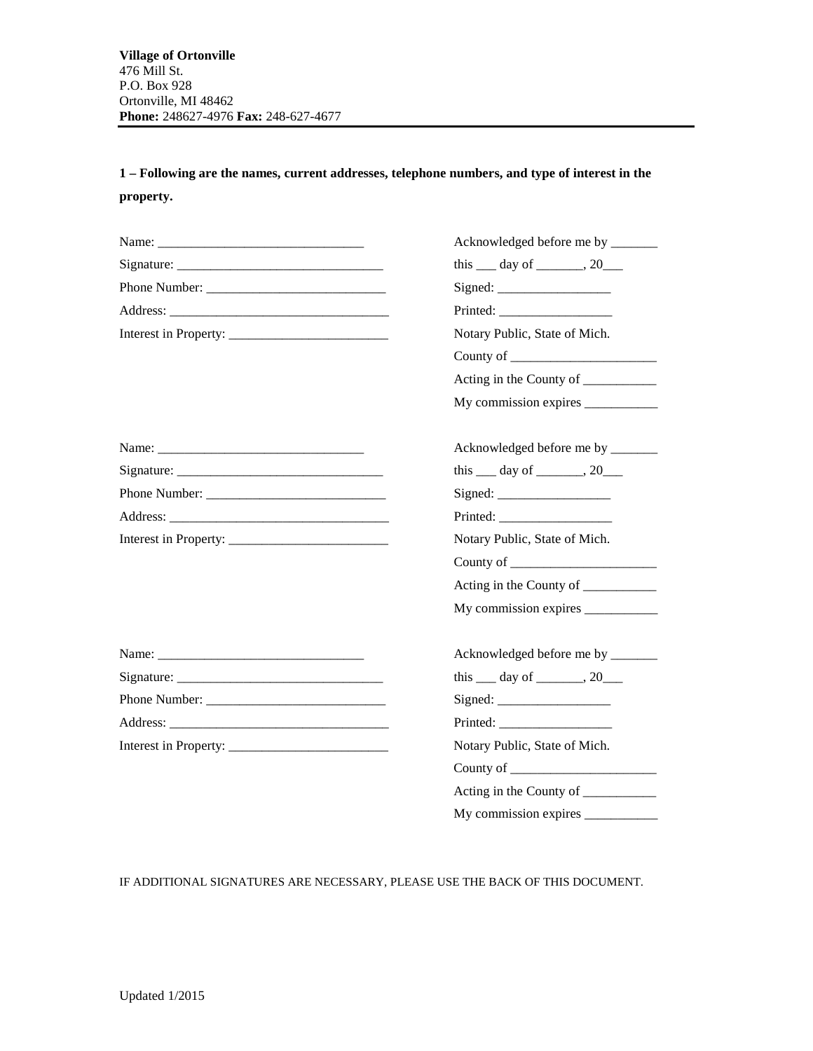**Village of Ortonville**
476 Mill St.
P.O. Box 928
Ortonville, MI 48462
**Phone:** 248627-4976 **Fax:** 248-627-4677

---

**1 – Following are the names, current addresses, telephone numbers, and type of interest in the property.**

Name: ______________________________
Signature: ______________________________
Phone Number: __________________________
Address: ________________________________
Interest in Property: _______________________

Acknowledged before me by _______
this ___ day of _______, 20___
Signed: _________________
Printed: _________________
Notary Public, State of Mich.
County of ______________________
Acting in the County of ___________
My commission expires ___________

Name: ______________________________
Signature: ______________________________
Phone Number: __________________________
Address: ________________________________
Interest in Property: _______________________

Acknowledged before me by _______
this ___ day of _______, 20___
Signed: _________________
Printed: _________________
Notary Public, State of Mich.
County of ______________________
Acting in the County of ___________
My commission expires ___________

Name: ______________________________
Signature: ______________________________
Phone Number: __________________________
Address: ________________________________
Interest in Property: _______________________

Acknowledged before me by _______
this ___ day of _______, 20___
Signed: _________________
Printed: _________________
Notary Public, State of Mich.
County of ______________________
Acting in the County of ___________
My commission expires ___________

IF ADDITIONAL SIGNATURES ARE NECESSARY, PLEASE USE THE BACK OF THIS DOCUMENT.

Updated 1/2015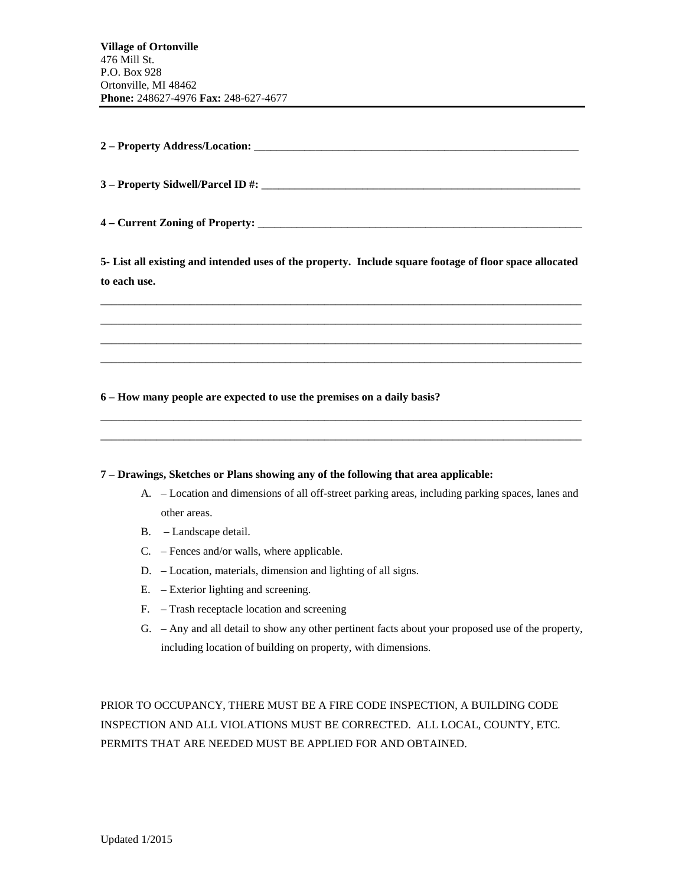**Village of Ortonville**
476 Mill St.
P.O. Box 928
Ortonville, MI 48462
**Phone:** 248627-4976 **Fax:** 248-627-4677

---

**2 – Property Address/Location:** ___________________________________________________________

**3 – Property Sidwell/Parcel ID #:** ___________________________________________________________

**4 – Current Zoning of Property:** ___________________________________________________________

**5- List all existing and intended uses of the property. Include square footage of floor space allocated to each use.**

_____________________________________________________________________________________

_____________________________________________________________________________________

_____________________________________________________________________________________

_____________________________________________________________________________________

**6 – How many people are expected to use the premises on a daily basis?**

_____________________________________________________________________________________

_____________________________________________________________________________________

**7 – Drawings, Sketches or Plans showing any of the following that area applicable:**

A. – Location and dimensions of all off-street parking areas, including parking spaces, lanes and other areas.
B. – Landscape detail.
C. – Fences and/or walls, where applicable.
D. – Location, materials, dimension and lighting of all signs.
E. – Exterior lighting and screening.
F. – Trash receptacle location and screening
G. – Any and all detail to show any other pertinent facts about your proposed use of the property, including location of building on property, with dimensions.

PRIOR TO OCCUPANCY, THERE MUST BE A FIRE CODE INSPECTION, A BUILDING CODE INSPECTION AND ALL VIOLATIONS MUST BE CORRECTED. ALL LOCAL, COUNTY, ETC. PERMITS THAT ARE NEEDED MUST BE APPLIED FOR AND OBTAINED.

Updated 1/2015